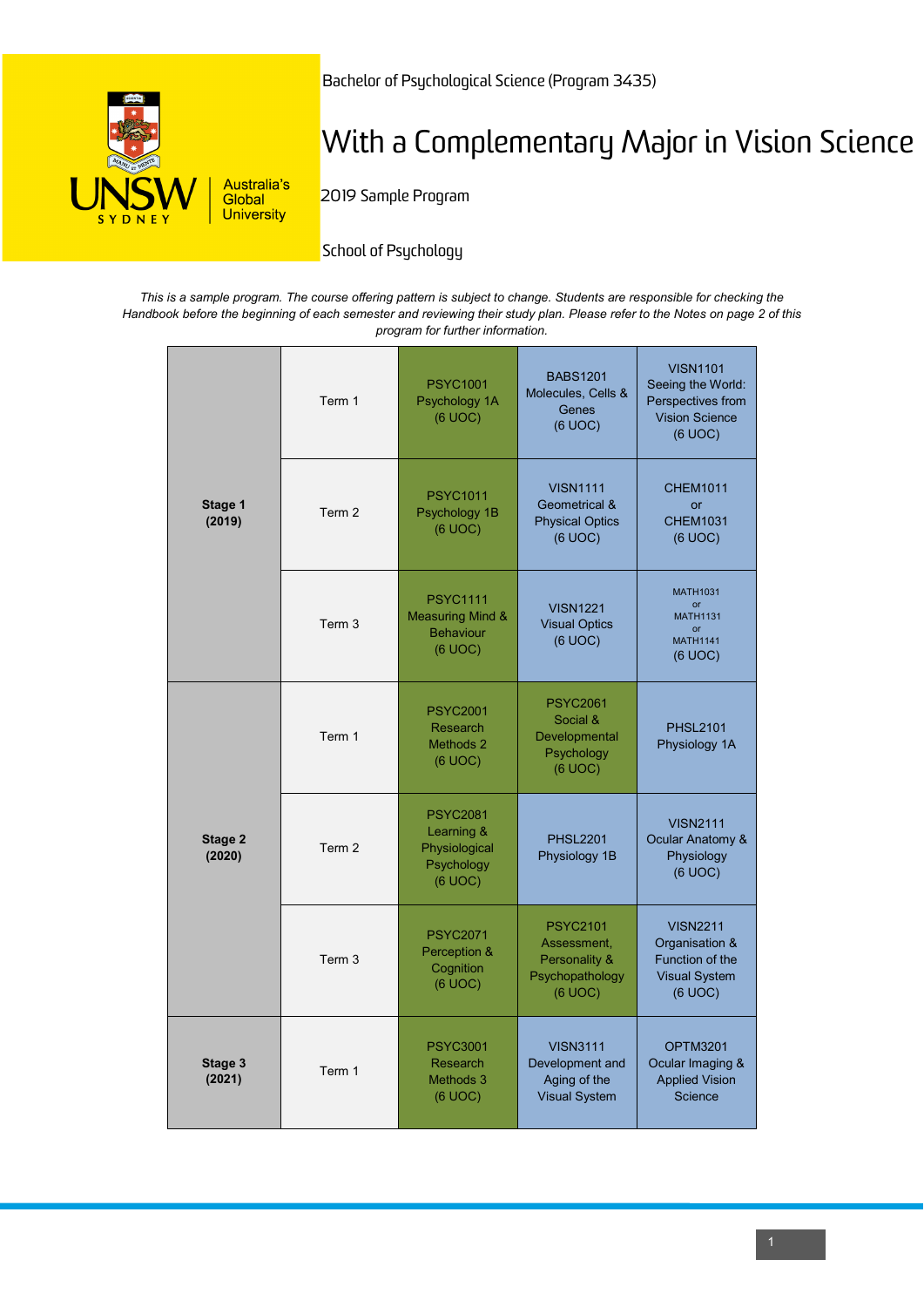Bachelor of Psychological Science (Program 3435)

# With a Complementary Major in Vision Science

2019 Sample Program

School of Psychology

*This is a sample program. The course offering pattern is subject to change. Students are responsible for checking the Handbook before the beginning of each semester and reviewing their study plan. Please refer to the Notes on page 2 of this program for further information.*

| Stage | Term | | | |
|---|---|---|---|---|
| **Stage 1 (2019)** | Term 1 | PSYC1001 Psychology 1A (6 UOC) | BABS1201 Molecules, Cells & Genes (6 UOC) | VISN1101 Seeing the World: Perspectives from Vision Science (6 UOC) |
| | Term 2 | PSYC1011 Psychology 1B (6 UOC) | VISN1111 Geometrical & Physical Optics (6 UOC) | CHEM1011 or CHEM1031 (6 UOC) |
| | Term 3 | PSYC1111 Measuring Mind & Behaviour (6 UOC) | VISN1221 Visual Optics (6 UOC) | MATH1031 or MATH1131 or MATH1141 (6 UOC) |
| **Stage 2 (2020)** | Term 1 | PSYC2001 Research Methods 2 (6 UOC) | PSYC2061 Social & Developmental Psychology (6 UOC) | PHSL2101 Physiology 1A |
| | Term 2 | PSYC2081 Learning & Physiological Psychology (6 UOC) | PHSL2201 Physiology 1B | VISN2111 Ocular Anatomy & Physiology (6 UOC) |
| | Term 3 | PSYC2071 Perception & Cognition (6 UOC) | PSYC2101 Assessment, Personality & Psychopathology (6 UOC) | VISN2211 Organisation & Function of the Visual System (6 UOC) |
| **Stage 3 (2021)** | Term 1 | PSYC3001 Research Methods 3 (6 UOC) | VISN3111 Development and Aging of the Visual System | OPTM3201 Ocular Imaging & Applied Vision Science |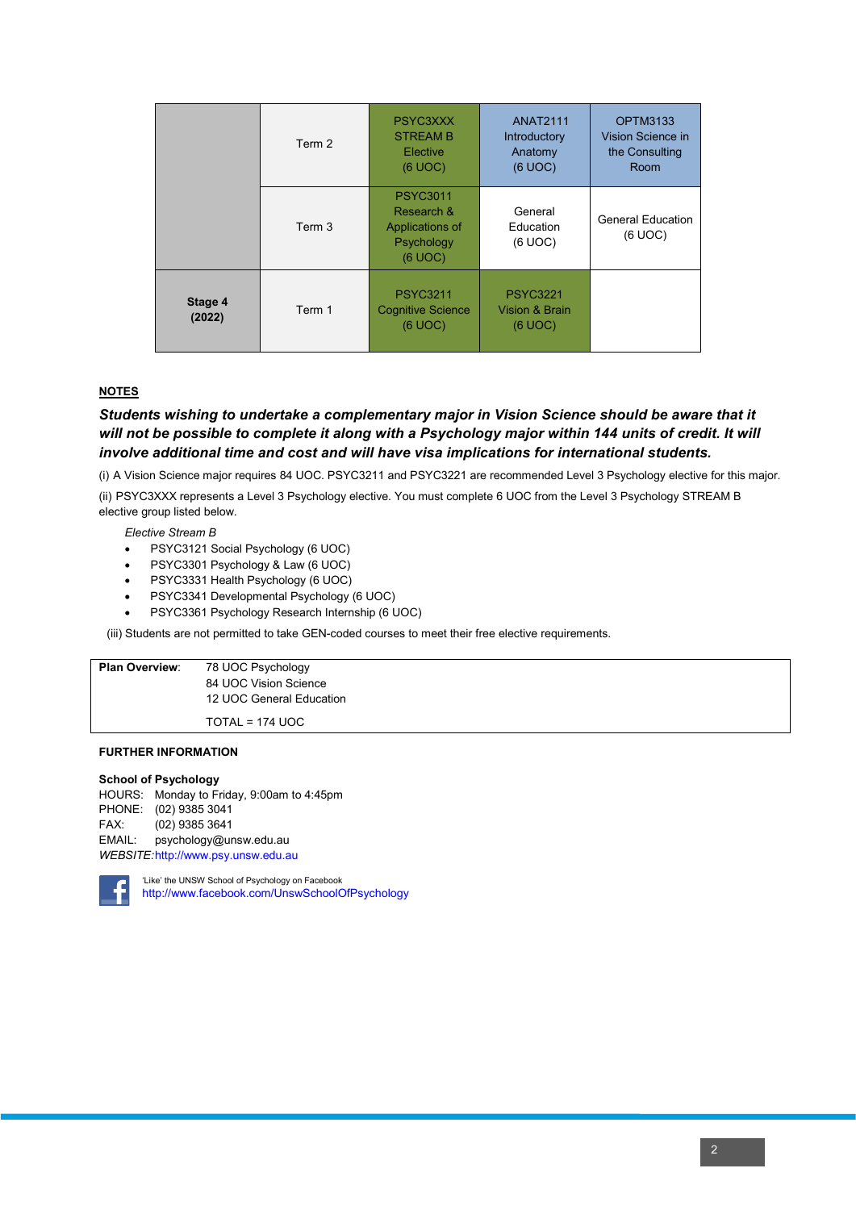| | | | | |
|---|---|---|---|---|
| | Term 2 | PSYC3XXX STREAM B Elective (6 UOC) | ANAT2111 Introductory Anatomy (6 UOC) | OPTM3133 Vision Science in the Consulting Room |
| | Term 3 | PSYC3011 Research & Applications of Psychology (6 UOC) | General Education (6 UOC) | General Education (6 UOC) |
| **Stage 4 (2022)** | Term 1 | PSYC3211 Cognitive Science (6 UOC) | PSYC3221 Vision & Brain (6 UOC) | |

**NOTES**

***Students wishing to undertake a complementary major in Vision Science should be aware that it will not be possible to complete it along with a Psychology major within 144 units of credit. It will involve additional time and cost and will have visa implications for international students.***

(i) A Vision Science major requires 84 UOC. PSYC3211 and PSYC3221 are recommended Level 3 Psychology elective for this major.

(ii) PSYC3XXX represents a Level 3 Psychology elective. You must complete 6 UOC from the Level 3 Psychology STREAM B elective group listed below.

*Elective Stream B*

- PSYC3121 Social Psychology (6 UOC)
- PSYC3301 Psychology & Law (6 UOC)
- PSYC3331 Health Psychology (6 UOC)
- PSYC3341 Developmental Psychology (6 UOC)
- PSYC3361 Psychology Research Internship (6 UOC)

(iii) Students are not permitted to take GEN-coded courses to meet their free elective requirements.

| | |
|---|---|
| **Plan Overview**: | 78 UOC Psychology<br>84 UOC Vision Science<br>12 UOC General Education<br><br>TOTAL = 174 UOC |

**FURTHER INFORMATION**

**School of Psychology**
HOURS: Monday to Friday, 9:00am to 4:45pm
PHONE: (02) 9385 3041
FAX: (02) 9385 3641
EMAIL: psychology@unsw.edu.au
*WEBSITE:* http://www.psy.unsw.edu.au

'Like' the UNSW School of Psychology on Facebook
http://www.facebook.com/UnswSchoolOfPsychology